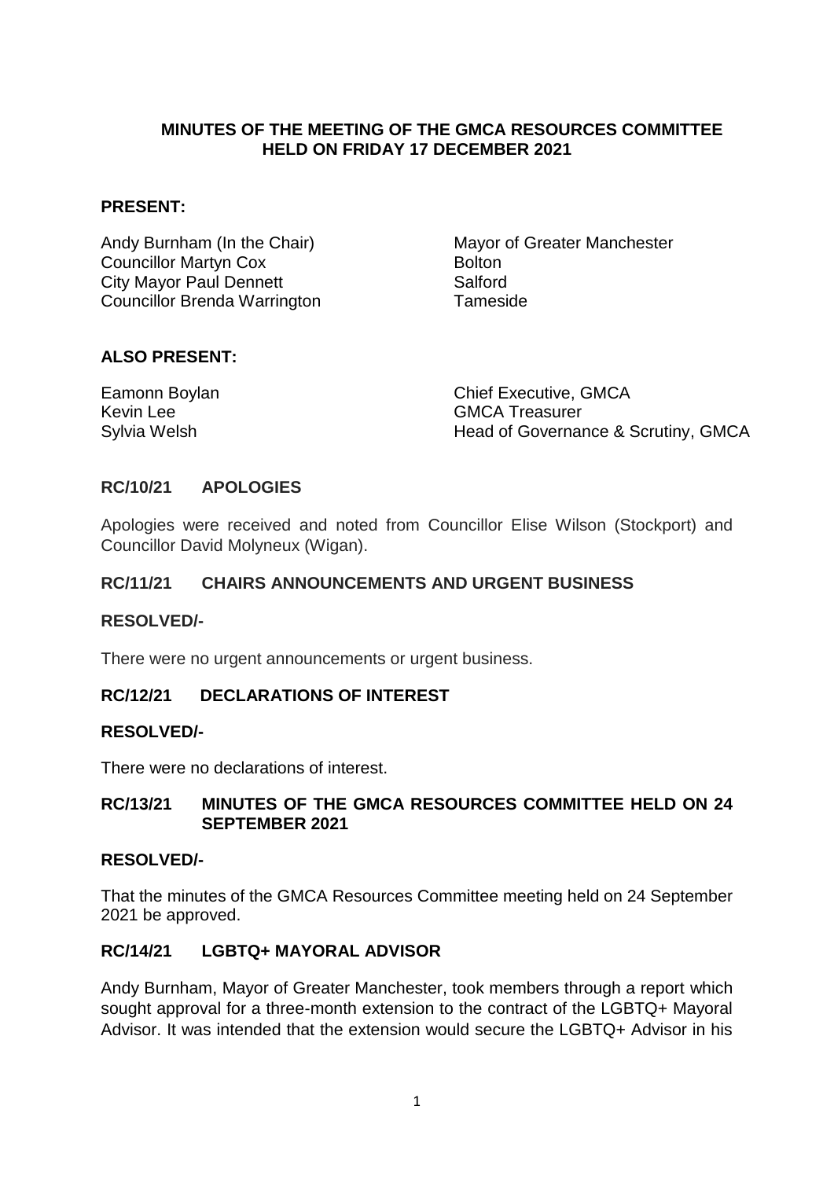# MINUTES OF THE MEETING OF THE GMCA RESOURCES COMMITTEE HELD ON FRIDAY 17 DECEMBER 2021

## PRESENT:

| | |
|---|---|
| Andy Burnham (In the Chair) | Mayor of Greater Manchester |
| Councillor Martyn Cox | Bolton |
| City Mayor Paul Dennett | Salford |
| Councillor Brenda Warrington | Tameside |

## ALSO PRESENT:

| | |
|---|---|
| Eamonn Boylan | Chief Executive, GMCA |
| Kevin Lee | GMCA Treasurer |
| Sylvia Welsh | Head of Governance & Scrutiny, GMCA |

## RC/10/21 APOLOGIES

Apologies were received and noted from Councillor Elise Wilson (Stockport) and Councillor David Molyneux (Wigan).

## RC/11/21 CHAIRS ANNOUNCEMENTS AND URGENT BUSINESS

**RESOLVED/-**

There were no urgent announcements or urgent business.

## RC/12/21 DECLARATIONS OF INTEREST

**RESOLVED/-**

There were no declarations of interest.

## RC/13/21 MINUTES OF THE GMCA RESOURCES COMMITTEE HELD ON 24 SEPTEMBER 2021

**RESOLVED/-**

That the minutes of the GMCA Resources Committee meeting held on 24 September 2021 be approved.

## RC/14/21 LGBTQ+ MAYORAL ADVISOR

Andy Burnham, Mayor of Greater Manchester, took members through a report which sought approval for a three-month extension to the contract of the LGBTQ+ Mayoral Advisor. It was intended that the extension would secure the LGBTQ+ Advisor in his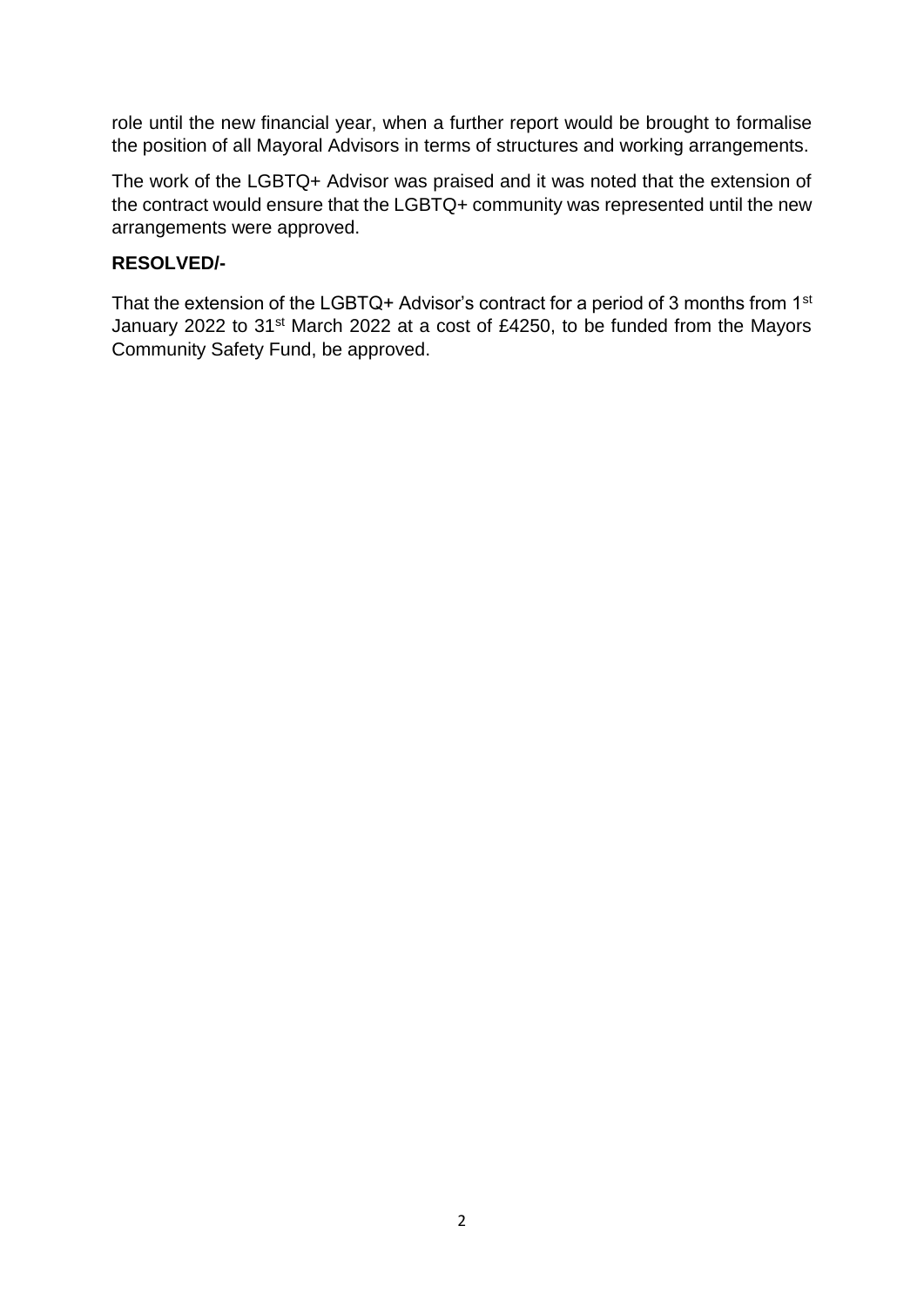role until the new financial year, when a further report would be brought to formalise the position of all Mayoral Advisors in terms of structures and working arrangements.

The work of the LGBTQ+ Advisor was praised and it was noted that the extension of the contract would ensure that the LGBTQ+ community was represented until the new arrangements were approved.

**RESOLVED/-**

That the extension of the LGBTQ+ Advisor's contract for a period of 3 months from 1st January 2022 to 31st March 2022 at a cost of £4250, to be funded from the Mayors Community Safety Fund, be approved.